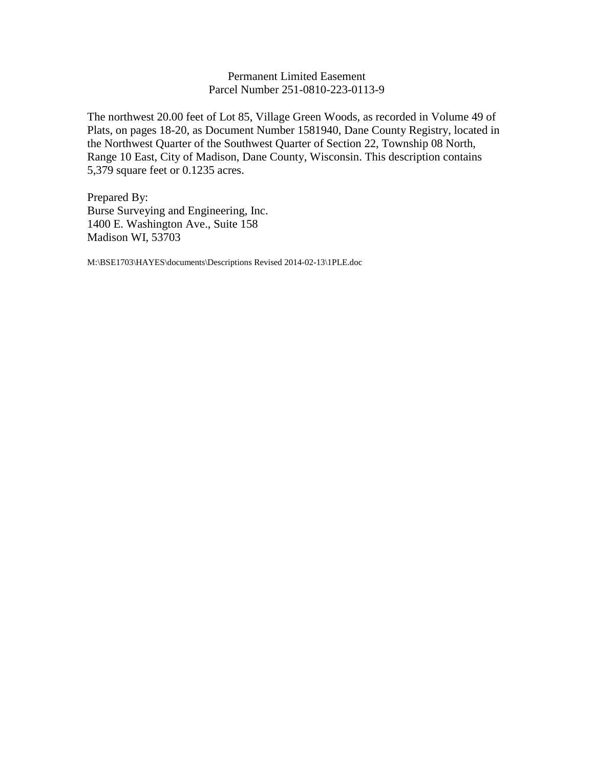# Permanent Limited Easement
## Parcel Number 251-0810-223-0113-9

The northwest 20.00 feet of Lot 85, Village Green Woods, as recorded in Volume 49 of Plats, on pages 18-20, as Document Number 1581940, Dane County Registry, located in the Northwest Quarter of the Southwest Quarter of Section 22, Township 08 North, Range 10 East, City of Madison, Dane County, Wisconsin. This description contains 5,379 square feet or 0.1235 acres.

Prepared By:
Burse Surveying and Engineering, Inc.
1400 E. Washington Ave., Suite 158
Madison WI, 53703

M:\BSE1703\HAYES\documents\Descriptions Revised 2014-02-13\1PLE.doc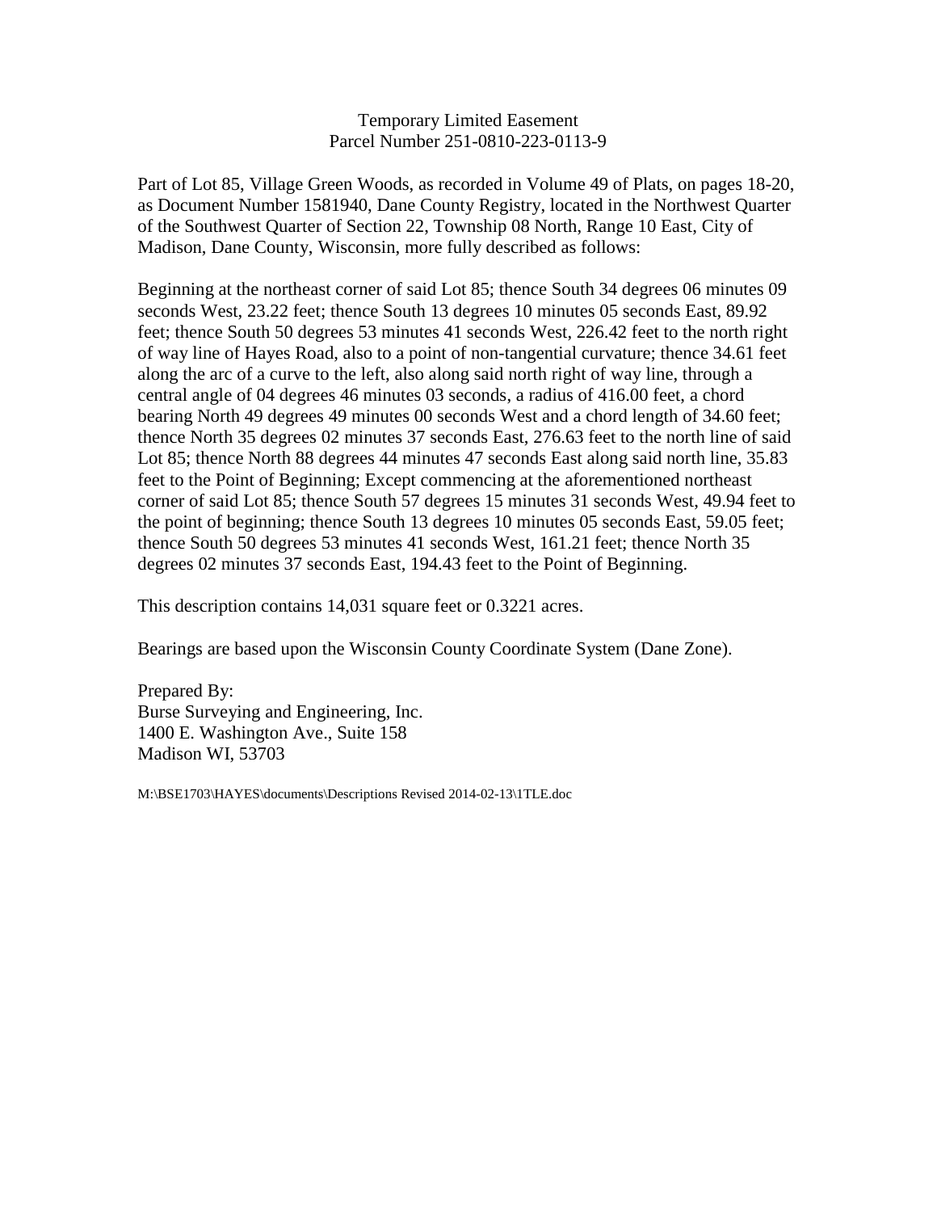Temporary Limited Easement
Parcel Number 251-0810-223-0113-9

Part of Lot 85, Village Green Woods, as recorded in Volume 49 of Plats, on pages 18-20, as Document Number 1581940, Dane County Registry, located in the Northwest Quarter of the Southwest Quarter of Section 22, Township 08 North, Range 10 East, City of Madison, Dane County, Wisconsin, more fully described as follows:

Beginning at the northeast corner of said Lot 85; thence South 34 degrees 06 minutes 09 seconds West, 23.22 feet; thence South 13 degrees 10 minutes 05 seconds East, 89.92 feet; thence South 50 degrees 53 minutes 41 seconds West, 226.42 feet to the north right of way line of Hayes Road, also to a point of non-tangential curvature; thence 34.61 feet along the arc of a curve to the left, also along said north right of way line, through a central angle of 04 degrees 46 minutes 03 seconds, a radius of 416.00 feet, a chord bearing North 49 degrees 49 minutes 00 seconds West and a chord length of 34.60 feet; thence North 35 degrees 02 minutes 37 seconds East, 276.63 feet to the north line of said Lot 85; thence North 88 degrees 44 minutes 47 seconds East along said north line, 35.83 feet to the Point of Beginning; Except commencing at the aforementioned northeast corner of said Lot 85; thence South 57 degrees 15 minutes 31 seconds West, 49.94 feet to the point of beginning; thence South 13 degrees 10 minutes 05 seconds East, 59.05 feet; thence South 50 degrees 53 minutes 41 seconds West, 161.21 feet; thence North 35 degrees 02 minutes 37 seconds East, 194.43 feet to the Point of Beginning.

This description contains 14,031 square feet or 0.3221 acres.

Bearings are based upon the Wisconsin County Coordinate System (Dane Zone).

Prepared By:
Burse Surveying and Engineering, Inc.
1400 E. Washington Ave., Suite 158
Madison WI, 53703

M:\BSE1703\HAYES\documents\Descriptions Revised 2014-02-13\1TLE.doc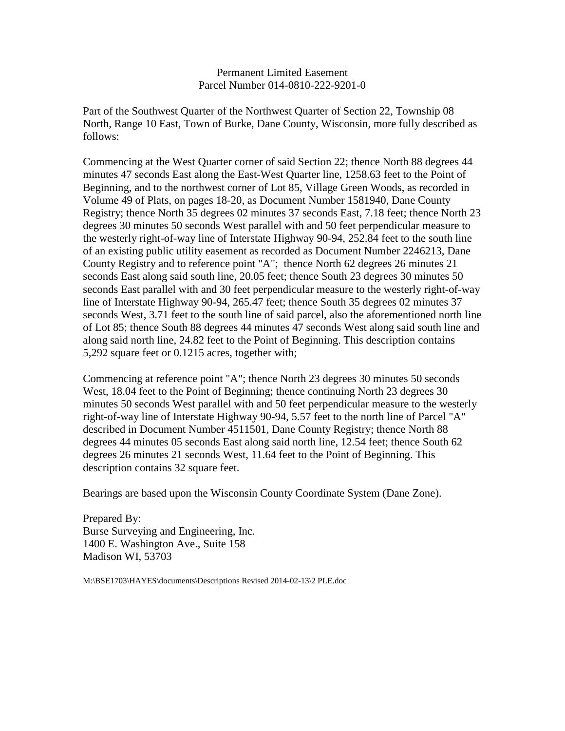Permanent Limited Easement
Parcel Number 014-0810-222-9201-0

Part of the Southwest Quarter of the Northwest Quarter of Section 22, Township 08 North, Range 10 East, Town of Burke, Dane County, Wisconsin, more fully described as follows:

Commencing at the West Quarter corner of said Section 22; thence North 88 degrees 44 minutes 47 seconds East along the East-West Quarter line, 1258.63 feet to the Point of Beginning, and to the northwest corner of Lot 85, Village Green Woods, as recorded in Volume 49 of Plats, on pages 18-20, as Document Number 1581940, Dane County Registry; thence North 35 degrees 02 minutes 37 seconds East, 7.18 feet; thence North 23 degrees 30 minutes 50 seconds West parallel with and 50 feet perpendicular measure to the westerly right-of-way line of Interstate Highway 90-94, 252.84 feet to the south line of an existing public utility easement as recorded as Document Number 2246213, Dane County Registry and to reference point "A"; thence North 62 degrees 26 minutes 21 seconds East along said south line, 20.05 feet; thence South 23 degrees 30 minutes 50 seconds East parallel with and 30 feet perpendicular measure to the westerly right-of-way line of Interstate Highway 90-94, 265.47 feet; thence South 35 degrees 02 minutes 37 seconds West, 3.71 feet to the south line of said parcel, also the aforementioned north line of Lot 85; thence South 88 degrees 44 minutes 47 seconds West along said south line and along said north line, 24.82 feet to the Point of Beginning. This description contains 5,292 square feet or 0.1215 acres, together with;

Commencing at reference point "A"; thence North 23 degrees 30 minutes 50 seconds West, 18.04 feet to the Point of Beginning; thence continuing North 23 degrees 30 minutes 50 seconds West parallel with and 50 feet perpendicular measure to the westerly right-of-way line of Interstate Highway 90-94, 5.57 feet to the north line of Parcel "A" described in Document Number 4511501, Dane County Registry; thence North 88 degrees 44 minutes 05 seconds East along said north line, 12.54 feet; thence South 62 degrees 26 minutes 21 seconds West, 11.64 feet to the Point of Beginning. This description contains 32 square feet.

Bearings are based upon the Wisconsin County Coordinate System (Dane Zone).

Prepared By:
Burse Surveying and Engineering, Inc.
1400 E. Washington Ave., Suite 158
Madison WI, 53703

M:\BSE1703\HAYES\documents\Descriptions Revised 2014-02-13\2 PLE.doc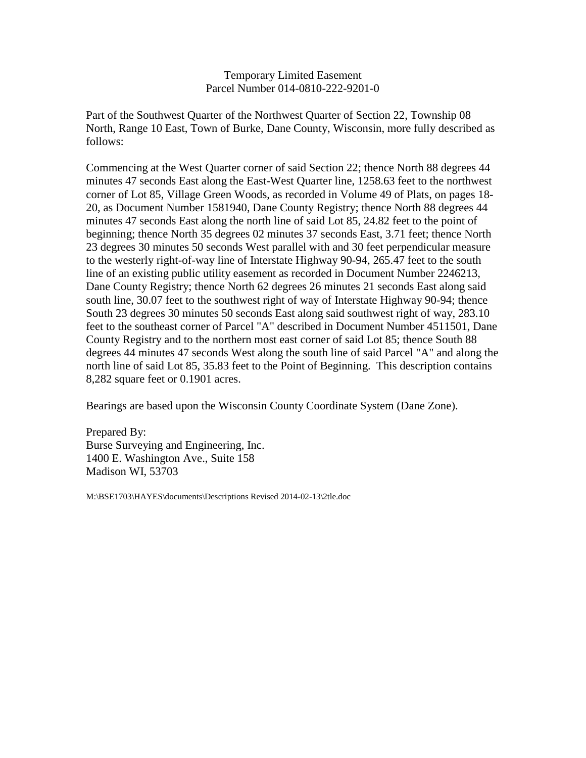Temporary Limited Easement
Parcel Number 014-0810-222-9201-0

Part of the Southwest Quarter of the Northwest Quarter of Section 22, Township 08 North, Range 10 East, Town of Burke, Dane County, Wisconsin, more fully described as follows:

Commencing at the West Quarter corner of said Section 22; thence North 88 degrees 44 minutes 47 seconds East along the East-West Quarter line, 1258.63 feet to the northwest corner of Lot 85, Village Green Woods, as recorded in Volume 49 of Plats, on pages 18-20, as Document Number 1581940, Dane County Registry; thence North 88 degrees 44 minutes 47 seconds East along the north line of said Lot 85, 24.82 feet to the point of beginning; thence North 35 degrees 02 minutes 37 seconds East, 3.71 feet; thence North 23 degrees 30 minutes 50 seconds West parallel with and 30 feet perpendicular measure to the westerly right-of-way line of Interstate Highway 90-94, 265.47 feet to the south line of an existing public utility easement as recorded in Document Number 2246213, Dane County Registry; thence North 62 degrees 26 minutes 21 seconds East along said south line, 30.07 feet to the southwest right of way of Interstate Highway 90-94; thence South 23 degrees 30 minutes 50 seconds East along said southwest right of way, 283.10 feet to the southeast corner of Parcel "A" described in Document Number 4511501, Dane County Registry and to the northern most east corner of said Lot 85; thence South 88 degrees 44 minutes 47 seconds West along the south line of said Parcel "A" and along the north line of said Lot 85, 35.83 feet to the Point of Beginning. This description contains 8,282 square feet or 0.1901 acres.

Bearings are based upon the Wisconsin County Coordinate System (Dane Zone).

Prepared By:
Burse Surveying and Engineering, Inc.
1400 E. Washington Ave., Suite 158
Madison WI, 53703

M:\BSE1703\HAYES\documents\Descriptions Revised 2014-02-13\2tle.doc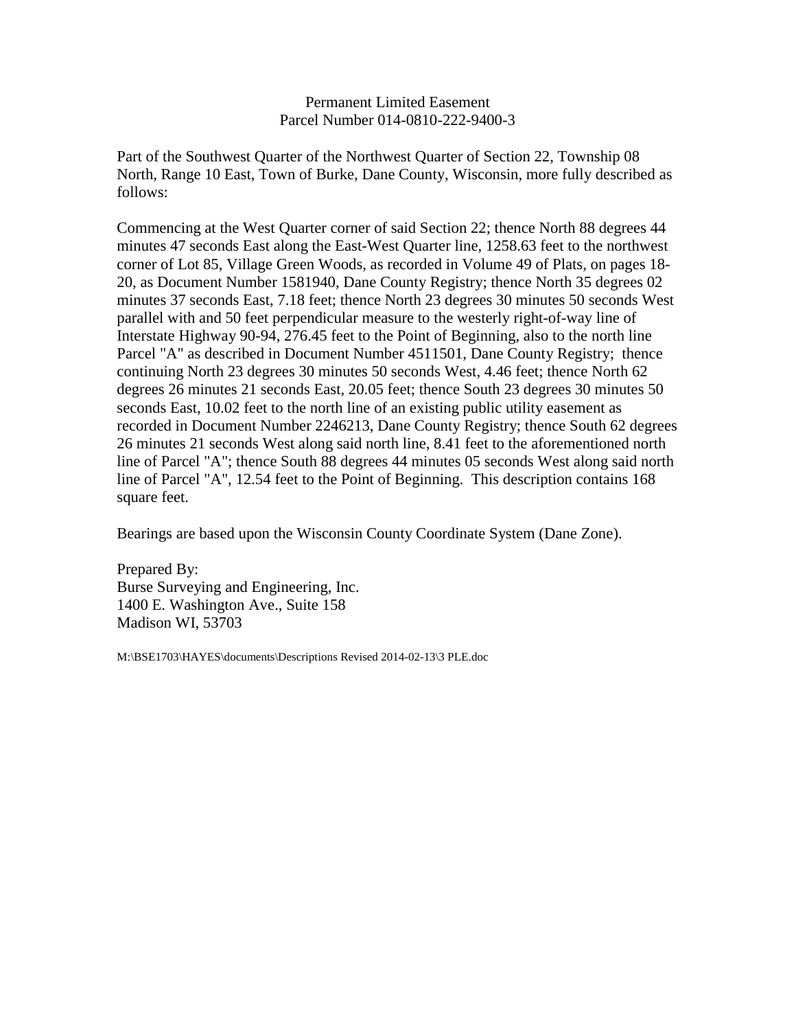# Permanent Limited Easement
## Parcel Number 014-0810-222-9400-3

Part of the Southwest Quarter of the Northwest Quarter of Section 22, Township 08 North, Range 10 East, Town of Burke, Dane County, Wisconsin, more fully described as follows:

Commencing at the West Quarter corner of said Section 22; thence North 88 degrees 44 minutes 47 seconds East along the East-West Quarter line, 1258.63 feet to the northwest corner of Lot 85, Village Green Woods, as recorded in Volume 49 of Plats, on pages 18-20, as Document Number 1581940, Dane County Registry; thence North 35 degrees 02 minutes 37 seconds East, 7.18 feet; thence North 23 degrees 30 minutes 50 seconds West parallel with and 50 feet perpendicular measure to the westerly right-of-way line of Interstate Highway 90-94, 276.45 feet to the Point of Beginning, also to the north line Parcel "A" as described in Document Number 4511501, Dane County Registry; thence continuing North 23 degrees 30 minutes 50 seconds West, 4.46 feet; thence North 62 degrees 26 minutes 21 seconds East, 20.05 feet; thence South 23 degrees 30 minutes 50 seconds East, 10.02 feet to the north line of an existing public utility easement as recorded in Document Number 2246213, Dane County Registry; thence South 62 degrees 26 minutes 21 seconds West along said north line, 8.41 feet to the aforementioned north line of Parcel "A"; thence South 88 degrees 44 minutes 05 seconds West along said north line of Parcel "A", 12.54 feet to the Point of Beginning. This description contains 168 square feet.

Bearings are based upon the Wisconsin County Coordinate System (Dane Zone).

Prepared By:
Burse Surveying and Engineering, Inc.
1400 E. Washington Ave., Suite 158
Madison WI, 53703

M:\BSE1703\HAYES\documents\Descriptions Revised 2014-02-13\3 PLE.doc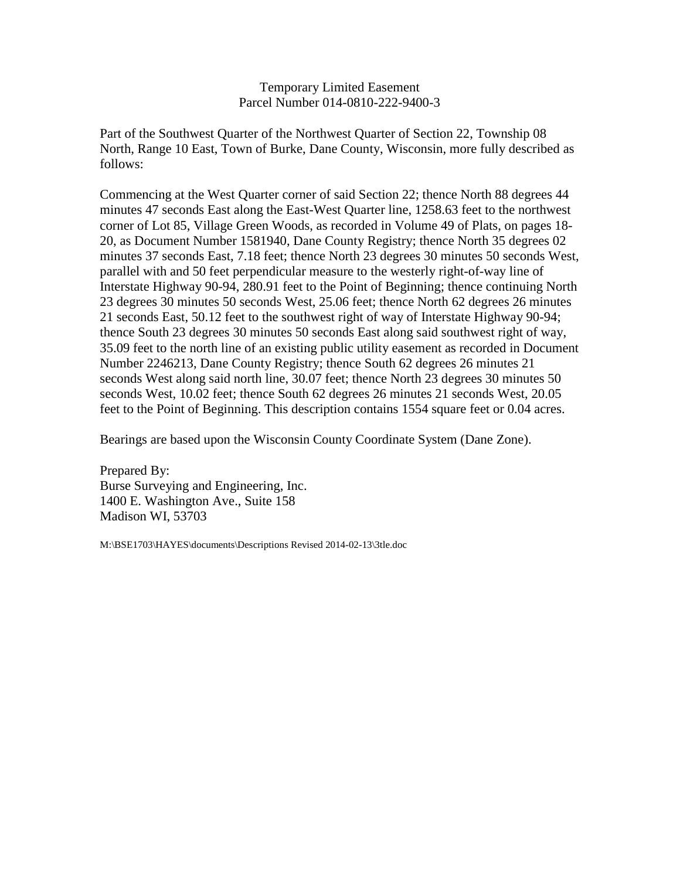Temporary Limited Easement
Parcel Number 014-0810-222-9400-3

Part of the Southwest Quarter of the Northwest Quarter of Section 22, Township 08 North, Range 10 East, Town of Burke, Dane County, Wisconsin, more fully described as follows:

Commencing at the West Quarter corner of said Section 22; thence North 88 degrees 44 minutes 47 seconds East along the East-West Quarter line, 1258.63 feet to the northwest corner of Lot 85, Village Green Woods, as recorded in Volume 49 of Plats, on pages 18-20, as Document Number 1581940, Dane County Registry; thence North 35 degrees 02 minutes 37 seconds East, 7.18 feet; thence North 23 degrees 30 minutes 50 seconds West, parallel with and 50 feet perpendicular measure to the westerly right-of-way line of Interstate Highway 90-94, 280.91 feet to the Point of Beginning; thence continuing North 23 degrees 30 minutes 50 seconds West, 25.06 feet; thence North 62 degrees 26 minutes 21 seconds East, 50.12 feet to the southwest right of way of Interstate Highway 90-94; thence South 23 degrees 30 minutes 50 seconds East along said southwest right of way, 35.09 feet to the north line of an existing public utility easement as recorded in Document Number 2246213, Dane County Registry; thence South 62 degrees 26 minutes 21 seconds West along said north line, 30.07 feet; thence North 23 degrees 30 minutes 50 seconds West, 10.02 feet; thence South 62 degrees 26 minutes 21 seconds West, 20.05 feet to the Point of Beginning. This description contains 1554 square feet or 0.04 acres.

Bearings are based upon the Wisconsin County Coordinate System (Dane Zone).

Prepared By:
Burse Surveying and Engineering, Inc.
1400 E. Washington Ave., Suite 158
Madison WI, 53703

M:\BSE1703\HAYES\documents\Descriptions Revised 2014-02-13\3tle.doc